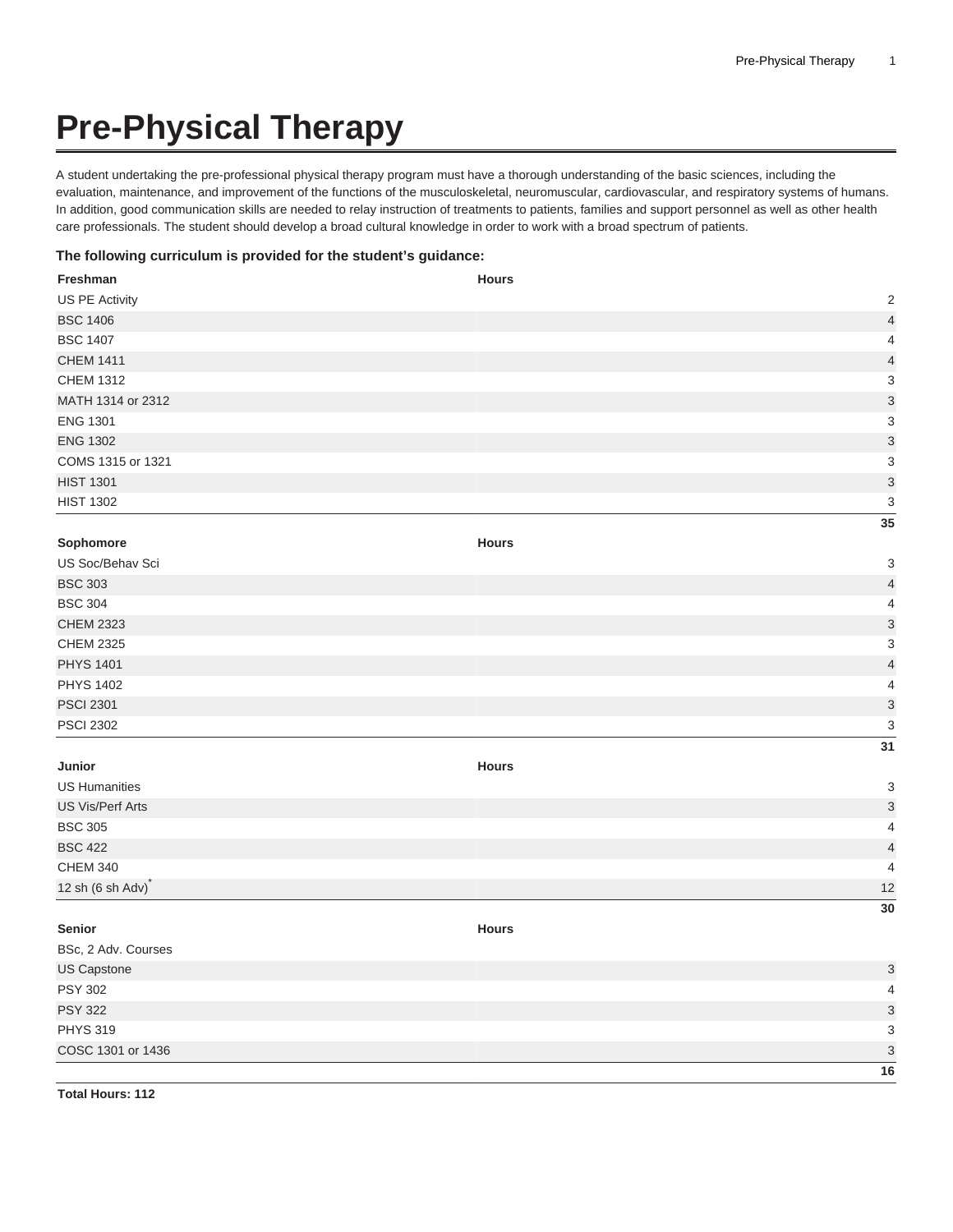# Pre-Physical Therapy

A student undertaking the pre-professional physical therapy program must have a thorough understanding of the basic sciences, including the evaluation, maintenance, and improvement of the functions of the musculoskeletal, neuromuscular, cardiovascular, and respiratory systems of humans. In addition, good communication skills are needed to relay instruction of treatments to patients, families and support personnel as well as other health care professionals. The student should develop a broad cultural knowledge in order to work with a broad spectrum of patients.

**The following curriculum is provided for the student's guidance:**

| Freshman | Hours |
|---|---|
| US PE Activity | 2 |
| BSC 1406 | 4 |
| BSC 1407 | 4 |
| CHEM 1411 | 4 |
| CHEM 1312 | 3 |
| MATH 1314 or 2312 | 3 |
| ENG 1301 | 3 |
| ENG 1302 | 3 |
| COMS 1315 or 1321 | 3 |
| HIST 1301 | 3 |
| HIST 1302 | 3 |
| | **35** |
| **Sophomore** | **Hours** |
| US Soc/Behav Sci | 3 |
| BSC 303 | 4 |
| BSC 304 | 4 |
| CHEM 2323 | 3 |
| CHEM 2325 | 3 |
| PHYS 1401 | 4 |
| PHYS 1402 | 4 |
| PSCI 2301 | 3 |
| PSCI 2302 | 3 |
| | **31** |
| **Junior** | **Hours** |
| US Humanities | 3 |
| US Vis/Perf Arts | 3 |
| BSC 305 | 4 |
| BSC 422 | 4 |
| CHEM 340 | 4 |
| 12 sh (6 sh Adv)* | 12 |
| | **30** |
| **Senior** | **Hours** |
| BSc, 2 Adv. Courses | |
| US Capstone | 3 |
| PSY 302 | 4 |
| PSY 322 | 3 |
| PHYS 319 | 3 |
| COSC 1301 or 1436 | 3 |
| | **16** |

**Total Hours: 112**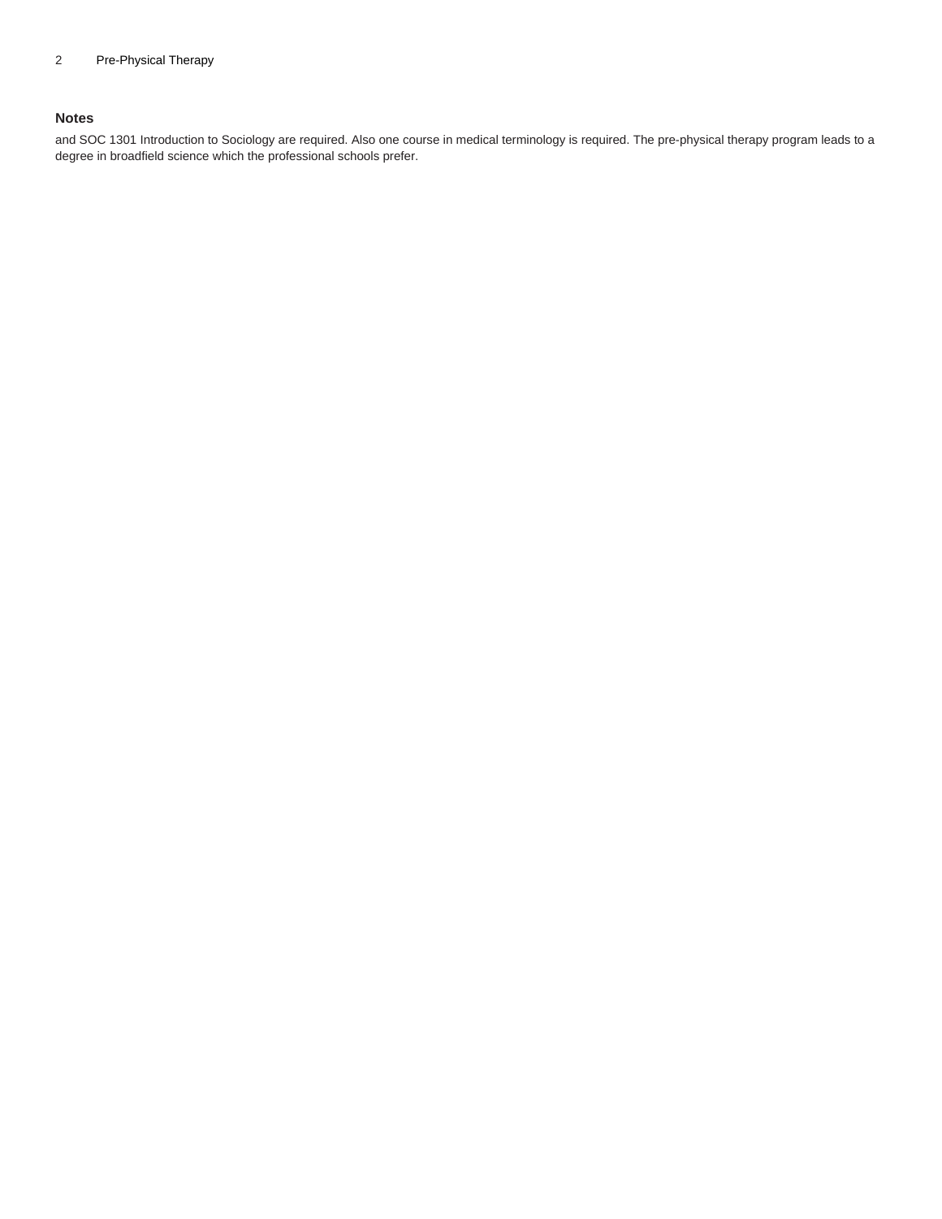### Notes

and SOC 1301 Introduction to Sociology are required. Also one course in medical terminology is required. The pre-physical therapy program leads to a degree in broadfield science which the professional schools prefer.